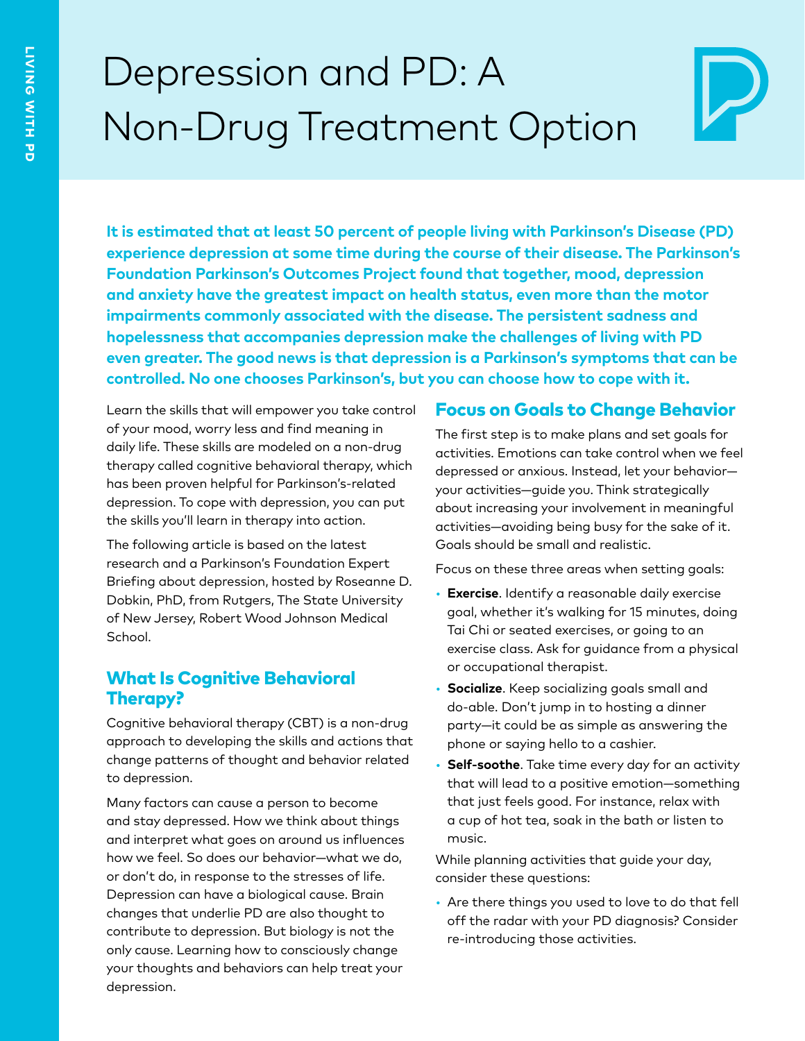# Depression and PD: A Non-Drug Treatment Option

**It is estimated that at least 50 percent of people living with Parkinson's Disease (PD) experience depression at some time during the course of their disease. The Parkinson's Foundation Parkinson's Outcomes Project found that together, mood, depression and anxiety have the greatest impact on health status, even more than the motor impairments commonly associated with the disease. The persistent sadness and hopelessness that accompanies depression make the challenges of living with PD even greater. The good news is that depression is a Parkinson's symptoms that can be controlled. No one chooses Parkinson's, but you can choose how to cope with it.**

Learn the skills that will empower you take control of your mood, worry less and find meaning in daily life. These skills are modeled on a non-drug therapy called cognitive behavioral therapy, which has been proven helpful for Parkinson's-related depression. To cope with depression, you can put the skills you'll learn in therapy into action.

The following article is based on the latest research and a Parkinson's Foundation Expert Briefing about depression, hosted by Roseanne D. Dobkin, PhD, from Rutgers, The State University of New Jersey, Robert Wood Johnson Medical School.

## What Is Cognitive Behavioral Therapy?

Cognitive behavioral therapy (CBT) is a non-drug approach to developing the skills and actions that change patterns of thought and behavior related to depression.

Many factors can cause a person to become and stay depressed. How we think about things and interpret what goes on around us influences how we feel. So does our behavior—what we do, or don't do, in response to the stresses of life. Depression can have a biological cause. Brain changes that underlie PD are also thought to contribute to depression. But biology is not the only cause. Learning how to consciously change your thoughts and behaviors can help treat your depression.

## Focus on Goals to Change Behavior

The first step is to make plans and set goals for activities. Emotions can take control when we feel depressed or anxious. Instead, let your behavior—your activities—guide you. Think strategically about increasing your involvement in meaningful activities—avoiding being busy for the sake of it. Goals should be small and realistic.

Focus on these three areas when setting goals:

- **Exercise**. Identify a reasonable daily exercise goal, whether it's walking for 15 minutes, doing Tai Chi or seated exercises, or going to an exercise class. Ask for guidance from a physical or occupational therapist.
- **Socialize**. Keep socializing goals small and do-able. Don't jump in to hosting a dinner party—it could be as simple as answering the phone or saying hello to a cashier.
- **Self-soothe**. Take time every day for an activity that will lead to a positive emotion—something that just feels good. For instance, relax with a cup of hot tea, soak in the bath or listen to music.

While planning activities that guide your day, consider these questions:

- Are there things you used to love to do that fell off the radar with your PD diagnosis? Consider re-introducing those activities.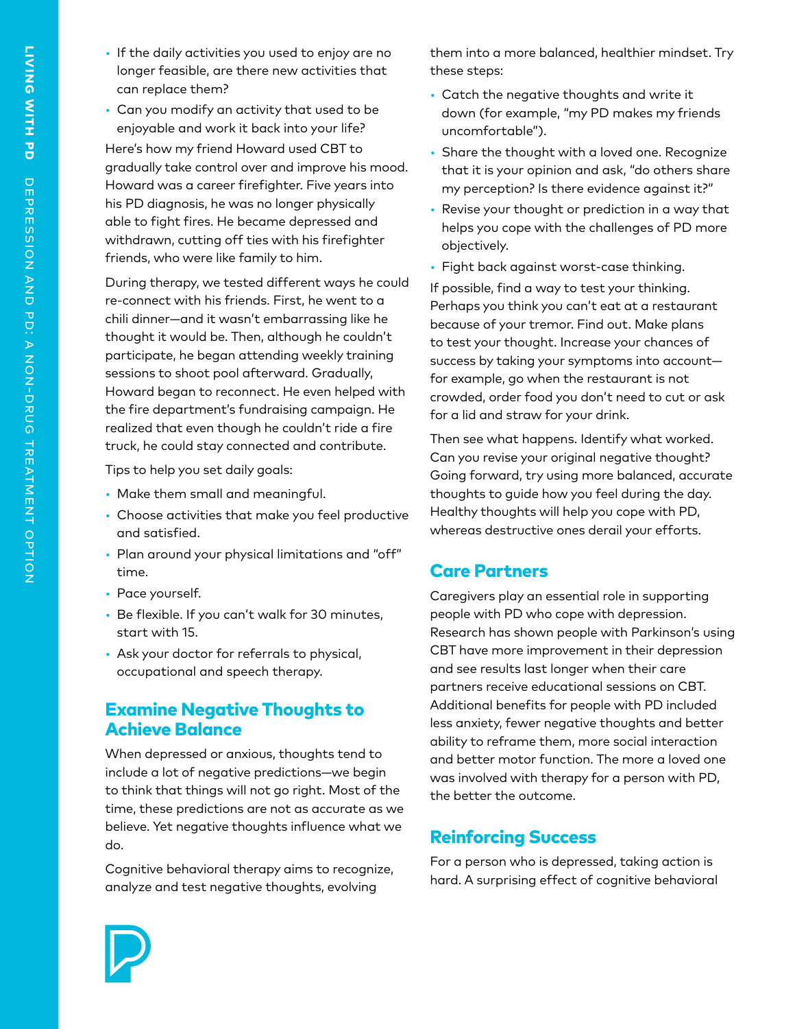- If the daily activities you used to enjoy are no longer feasible, are there new activities that can replace them?
- Can you modify an activity that used to be enjoyable and work it back into your life?

Here's how my friend Howard used CBT to gradually take control over and improve his mood. Howard was a career firefighter. Five years into his PD diagnosis, he was no longer physically able to fight fires. He became depressed and withdrawn, cutting off ties with his firefighter friends, who were like family to him.

During therapy, we tested different ways he could re-connect with his friends. First, he went to a chili dinner—and it wasn't embarrassing like he thought it would be. Then, although he couldn't participate, he began attending weekly training sessions to shoot pool afterward. Gradually, Howard began to reconnect. He even helped with the fire department's fundraising campaign. He realized that even though he couldn't ride a fire truck, he could stay connected and contribute.

Tips to help you set daily goals:

- Make them small and meaningful.
- Choose activities that make you feel productive and satisfied.
- Plan around your physical limitations and "off" time.
- Pace yourself.
- Be flexible. If you can't walk for 30 minutes, start with 15.
- Ask your doctor for referrals to physical, occupational and speech therapy.

## Examine Negative Thoughts to Achieve Balance

When depressed or anxious, thoughts tend to include a lot of negative predictions—we begin to think that things will not go right. Most of the time, these predictions are not as accurate as we believe. Yet negative thoughts influence what we do.

Cognitive behavioral therapy aims to recognize, analyze and test negative thoughts, evolving them into a more balanced, healthier mindset. Try these steps:

- Catch the negative thoughts and write it down (for example, "my PD makes my friends uncomfortable").
- Share the thought with a loved one. Recognize that it is your opinion and ask, "do others share my perception? Is there evidence against it?"
- Revise your thought or prediction in a way that helps you cope with the challenges of PD more objectively.
- Fight back against worst-case thinking.

If possible, find a way to test your thinking. Perhaps you think you can't eat at a restaurant because of your tremor. Find out. Make plans to test your thought. Increase your chances of success by taking your symptoms into account—for example, go when the restaurant is not crowded, order food you don't need to cut or ask for a lid and straw for your drink.

Then see what happens. Identify what worked. Can you revise your original negative thought? Going forward, try using more balanced, accurate thoughts to guide how you feel during the day. Healthy thoughts will help you cope with PD, whereas destructive ones derail your efforts.

## Care Partners

Caregivers play an essential role in supporting people with PD who cope with depression. Research has shown people with Parkinson's using CBT have more improvement in their depression and see results last longer when their care partners receive educational sessions on CBT. Additional benefits for people with PD included less anxiety, fewer negative thoughts and better ability to reframe them, more social interaction and better motor function. The more a loved one was involved with therapy for a person with PD, the better the outcome.

## Reinforcing Success

For a person who is depressed, taking action is hard. A surprising effect of cognitive behavioral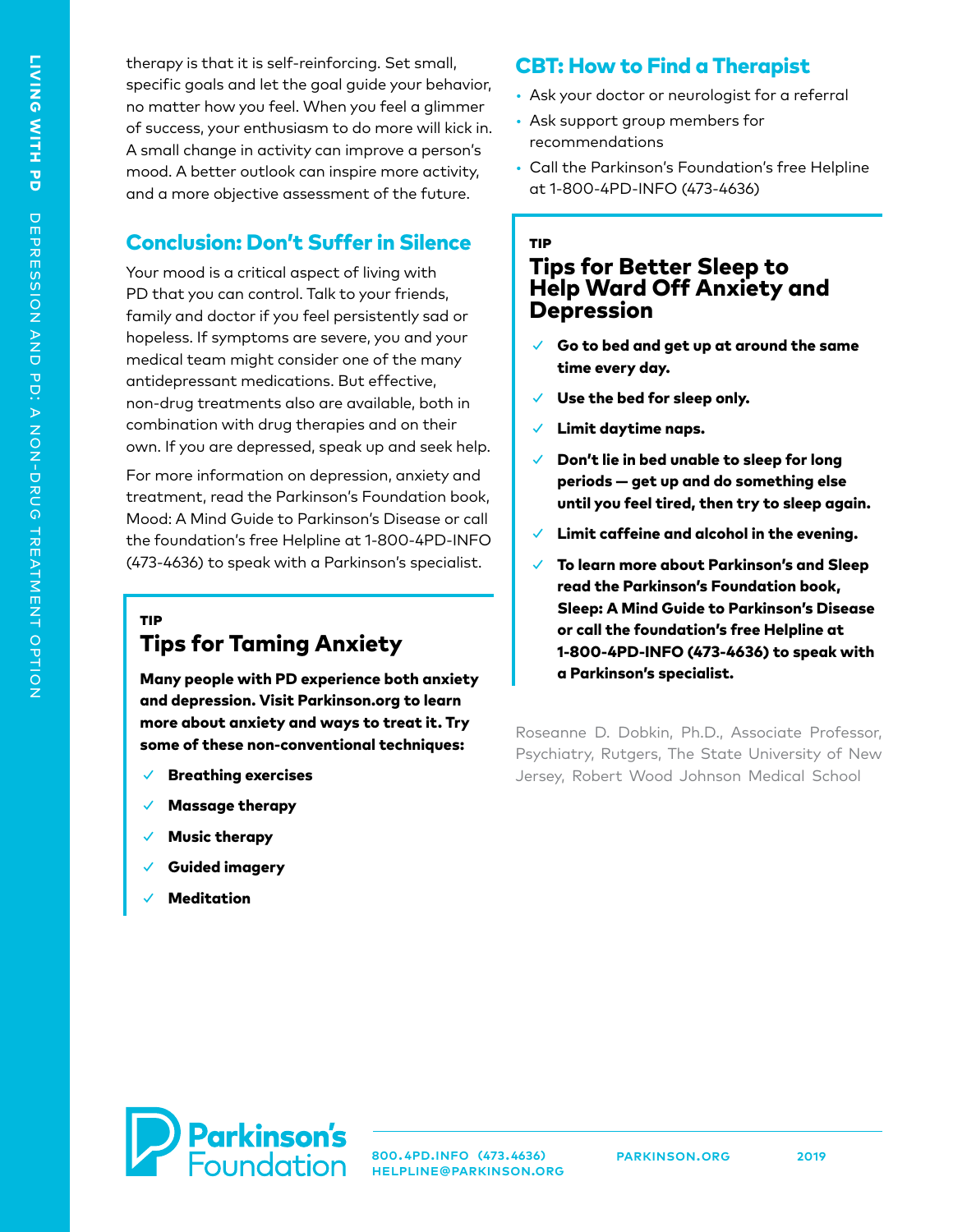therapy is that it is self-reinforcing. Set small, specific goals and let the goal guide your behavior, no matter how you feel. When you feel a glimmer of success, your enthusiasm to do more will kick in. A small change in activity can improve a person's mood. A better outlook can inspire more activity, and a more objective assessment of the future.

## Conclusion: Don't Suffer in Silence

Your mood is a critical aspect of living with PD that you can control. Talk to your friends, family and doctor if you feel persistently sad or hopeless. If symptoms are severe, you and your medical team might consider one of the many antidepressant medications. But effective, non-drug treatments also are available, both in combination with drug therapies and on their own. If you are depressed, speak up and seek help.

For more information on depression, anxiety and treatment, read the Parkinson's Foundation book, Mood: A Mind Guide to Parkinson's Disease or call the foundation's free Helpline at 1-800-4PD-INFO (473-4636) to speak with a Parkinson's specialist.

**TIP**

### Tips for Taming Anxiety

**Many people with PD experience both anxiety and depression. Visit Parkinson.org to learn more about anxiety and ways to treat it. Try some of these non-conventional techniques:**

- ✓ **Breathing exercises**
- ✓ **Massage therapy**
- ✓ **Music therapy**
- ✓ **Guided imagery**
- ✓ **Meditation**

## CBT: How to Find a Therapist

- Ask your doctor or neurologist for a referral
- Ask support group members for recommendations
- Call the Parkinson's Foundation's free Helpline at 1-800-4PD-INFO (473-4636)

**TIP**

### Tips for Better Sleep to Help Ward Off Anxiety and Depression

- ✓ **Go to bed and get up at around the same time every day.**
- ✓ **Use the bed for sleep only.**
- ✓ **Limit daytime naps.**
- ✓ **Don't lie in bed unable to sleep for long periods — get up and do something else until you feel tired, then try to sleep again.**
- ✓ **Limit caffeine and alcohol in the evening.**
- ✓ **To learn more about Parkinson's and Sleep read the Parkinson's Foundation book, Sleep: A Mind Guide to Parkinson's Disease or call the foundation's free Helpline at 1-800-4PD-INFO (473-4636) to speak with a Parkinson's specialist.**

Roseanne D. Dobkin, Ph.D., Associate Professor, Psychiatry, Rutgers, The State University of New Jersey, Robert Wood Johnson Medical School